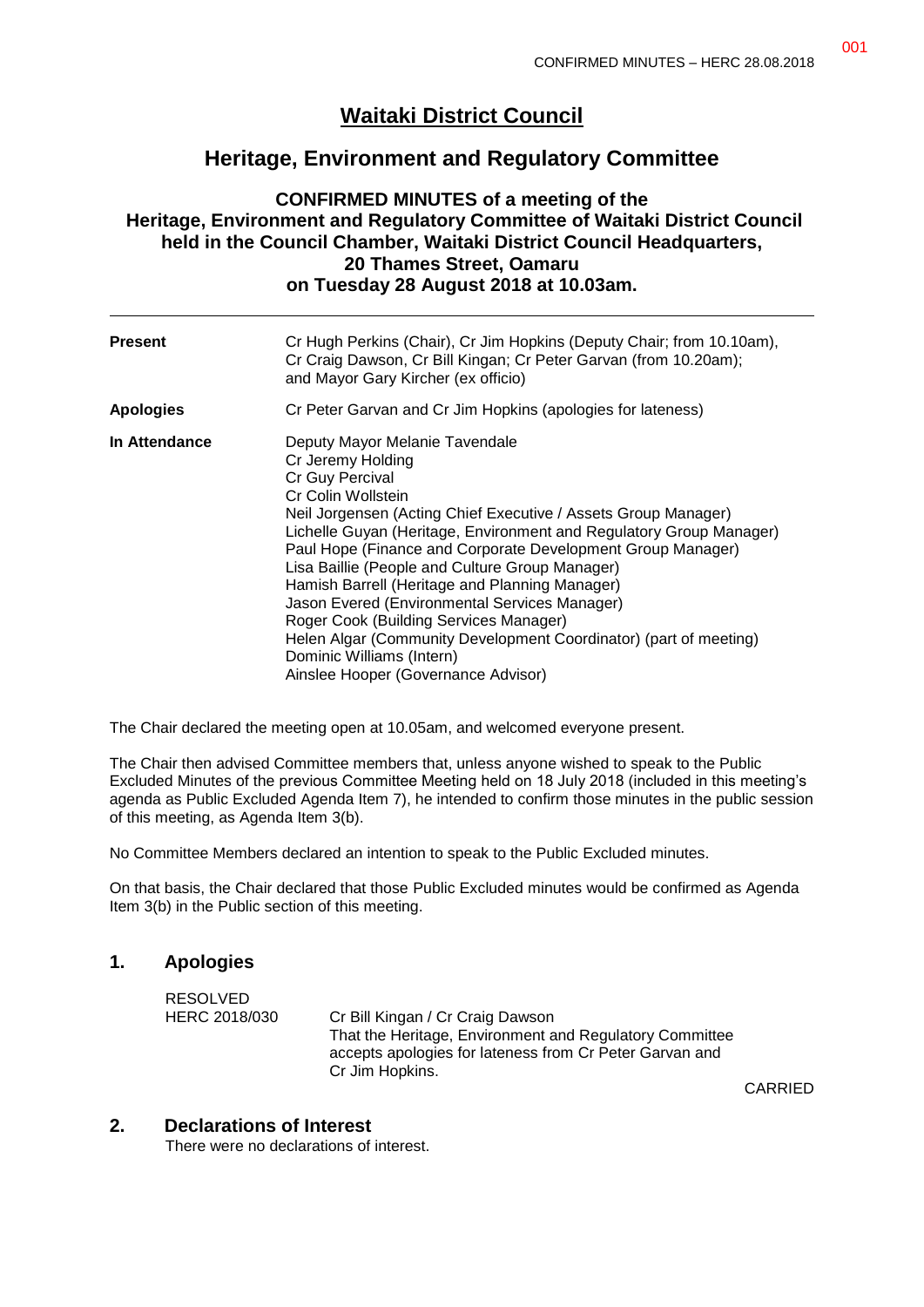# Waitaki District Council

## Heritage, Environment and Regulatory Committee

### CONFIRMED MINUTES of a meeting of the Heritage, Environment and Regulatory Committee of Waitaki District Council held in the Council Chamber, Waitaki District Council Headquarters, 20 Thames Street, Oamaru on Tuesday 28 August 2018 at 10.03am.

---

| | |
|---|---|
| **Present** | Cr Hugh Perkins (Chair), Cr Jim Hopkins (Deputy Chair; from 10.10am), Cr Craig Dawson, Cr Bill Kingan; Cr Peter Garvan (from 10.20am); and Mayor Gary Kircher (ex officio) |
| **Apologies** | Cr Peter Garvan and Cr Jim Hopkins (apologies for lateness) |
| **In Attendance** | Deputy Mayor Melanie Tavendale<br>Cr Jeremy Holding<br>Cr Guy Percival<br>Cr Colin Wollstein<br>Neil Jorgensen (Acting Chief Executive / Assets Group Manager)<br>Lichelle Guyan (Heritage, Environment and Regulatory Group Manager)<br>Paul Hope (Finance and Corporate Development Group Manager)<br>Lisa Baillie (People and Culture Group Manager)<br>Hamish Barrell (Heritage and Planning Manager)<br>Jason Evered (Environmental Services Manager)<br>Roger Cook (Building Services Manager)<br>Helen Algar (Community Development Coordinator) (part of meeting)<br>Dominic Williams (Intern)<br>Ainslee Hooper (Governance Advisor) |

The Chair declared the meeting open at 10.05am, and welcomed everyone present.

The Chair then advised Committee members that, unless anyone wished to speak to the Public Excluded Minutes of the previous Committee Meeting held on 18 July 2018 (included in this meeting's agenda as Public Excluded Agenda Item 7), he intended to confirm those minutes in the public session of this meeting, as Agenda Item 3(b).

No Committee Members declared an intention to speak to the Public Excluded minutes.

On that basis, the Chair declared that those Public Excluded minutes would be confirmed as Agenda Item 3(b) in the Public section of this meeting.

## 1. Apologies

RESOLVED
HERC 2018/030 — Cr Bill Kingan / Cr Craig Dawson
That the Heritage, Environment and Regulatory Committee accepts apologies for lateness from Cr Peter Garvan and Cr Jim Hopkins.

CARRIED

## 2. Declarations of Interest

There were no declarations of interest.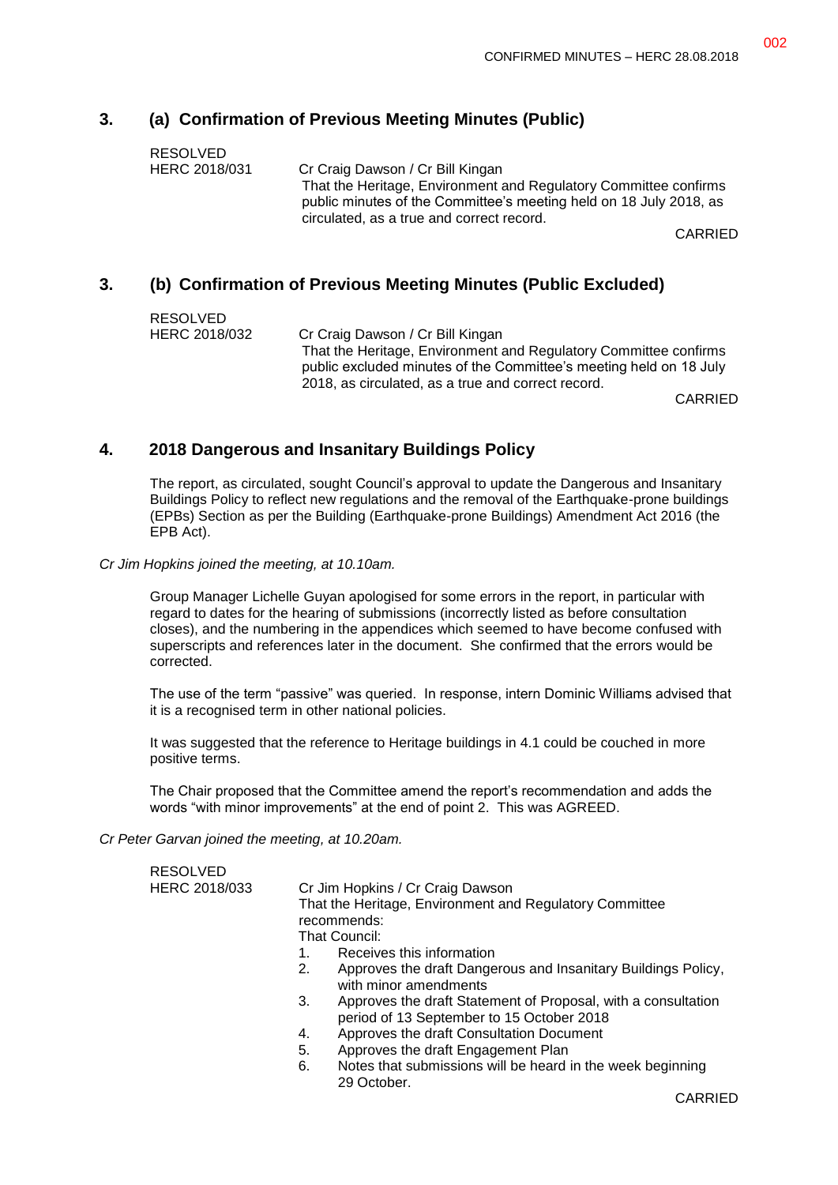## 3. (a) Confirmation of Previous Meeting Minutes (Public)

RESOLVED
HERC 2018/031 Cr Craig Dawson / Cr Bill Kingan

That the Heritage, Environment and Regulatory Committee confirms public minutes of the Committee's meeting held on 18 July 2018, as circulated, as a true and correct record.

CARRIED

## 3. (b) Confirmation of Previous Meeting Minutes (Public Excluded)

RESOLVED
HERC 2018/032 Cr Craig Dawson / Cr Bill Kingan

That the Heritage, Environment and Regulatory Committee confirms public excluded minutes of the Committee's meeting held on 18 July 2018, as circulated, as a true and correct record.

CARRIED

## 4. 2018 Dangerous and Insanitary Buildings Policy

The report, as circulated, sought Council's approval to update the Dangerous and Insanitary Buildings Policy to reflect new regulations and the removal of the Earthquake-prone buildings (EPBs) Section as per the Building (Earthquake-prone Buildings) Amendment Act 2016 (the EPB Act).

*Cr Jim Hopkins joined the meeting, at 10.10am.*

Group Manager Lichelle Guyan apologised for some errors in the report, in particular with regard to dates for the hearing of submissions (incorrectly listed as before consultation closes), and the numbering in the appendices which seemed to have become confused with superscripts and references later in the document. She confirmed that the errors would be corrected.

The use of the term "passive" was queried. In response, intern Dominic Williams advised that it is a recognised term in other national policies.

It was suggested that the reference to Heritage buildings in 4.1 could be couched in more positive terms.

The Chair proposed that the Committee amend the report's recommendation and adds the words "with minor improvements" at the end of point 2. This was AGREED.

*Cr Peter Garvan joined the meeting, at 10.20am.*

RESOLVED
HERC 2018/033 Cr Jim Hopkins / Cr Craig Dawson

That the Heritage, Environment and Regulatory Committee recommends:

That Council:

1. Receives this information
2. Approves the draft Dangerous and Insanitary Buildings Policy, with minor amendments
3. Approves the draft Statement of Proposal, with a consultation period of 13 September to 15 October 2018
4. Approves the draft Consultation Document
5. Approves the draft Engagement Plan
6. Notes that submissions will be heard in the week beginning 29 October.

CARRIED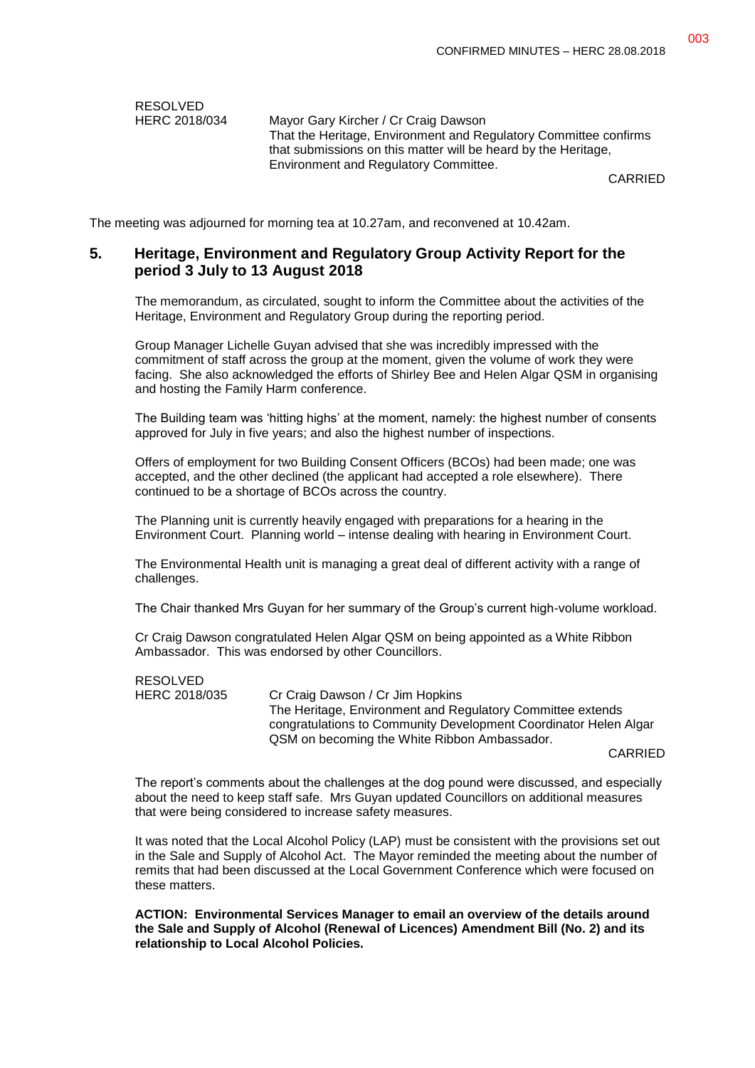RESOLVED
HERC 2018/034 Mayor Gary Kircher / Cr Craig Dawson
That the Heritage, Environment and Regulatory Committee confirms that submissions on this matter will be heard by the Heritage, Environment and Regulatory Committee.

CARRIED

The meeting was adjourned for morning tea at 10.27am, and reconvened at 10.42am.

## 5. Heritage, Environment and Regulatory Group Activity Report for the period 3 July to 13 August 2018

The memorandum, as circulated, sought to inform the Committee about the activities of the Heritage, Environment and Regulatory Group during the reporting period.

Group Manager Lichelle Guyan advised that she was incredibly impressed with the commitment of staff across the group at the moment, given the volume of work they were facing. She also acknowledged the efforts of Shirley Bee and Helen Algar QSM in organising and hosting the Family Harm conference.

The Building team was 'hitting highs' at the moment, namely: the highest number of consents approved for July in five years; and also the highest number of inspections.

Offers of employment for two Building Consent Officers (BCOs) had been made; one was accepted, and the other declined (the applicant had accepted a role elsewhere). There continued to be a shortage of BCOs across the country.

The Planning unit is currently heavily engaged with preparations for a hearing in the Environment Court. Planning world – intense dealing with hearing in Environment Court.

The Environmental Health unit is managing a great deal of different activity with a range of challenges.

The Chair thanked Mrs Guyan for her summary of the Group's current high-volume workload.

Cr Craig Dawson congratulated Helen Algar QSM on being appointed as a White Ribbon Ambassador. This was endorsed by other Councillors.

RESOLVED
HERC 2018/035 Cr Craig Dawson / Cr Jim Hopkins
The Heritage, Environment and Regulatory Committee extends congratulations to Community Development Coordinator Helen Algar QSM on becoming the White Ribbon Ambassador.

CARRIED

The report's comments about the challenges at the dog pound were discussed, and especially about the need to keep staff safe. Mrs Guyan updated Councillors on additional measures that were being considered to increase safety measures.

It was noted that the Local Alcohol Policy (LAP) must be consistent with the provisions set out in the Sale and Supply of Alcohol Act. The Mayor reminded the meeting about the number of remits that had been discussed at the Local Government Conference which were focused on these matters.

**ACTION: Environmental Services Manager to email an overview of the details around the Sale and Supply of Alcohol (Renewal of Licences) Amendment Bill (No. 2) and its relationship to Local Alcohol Policies.**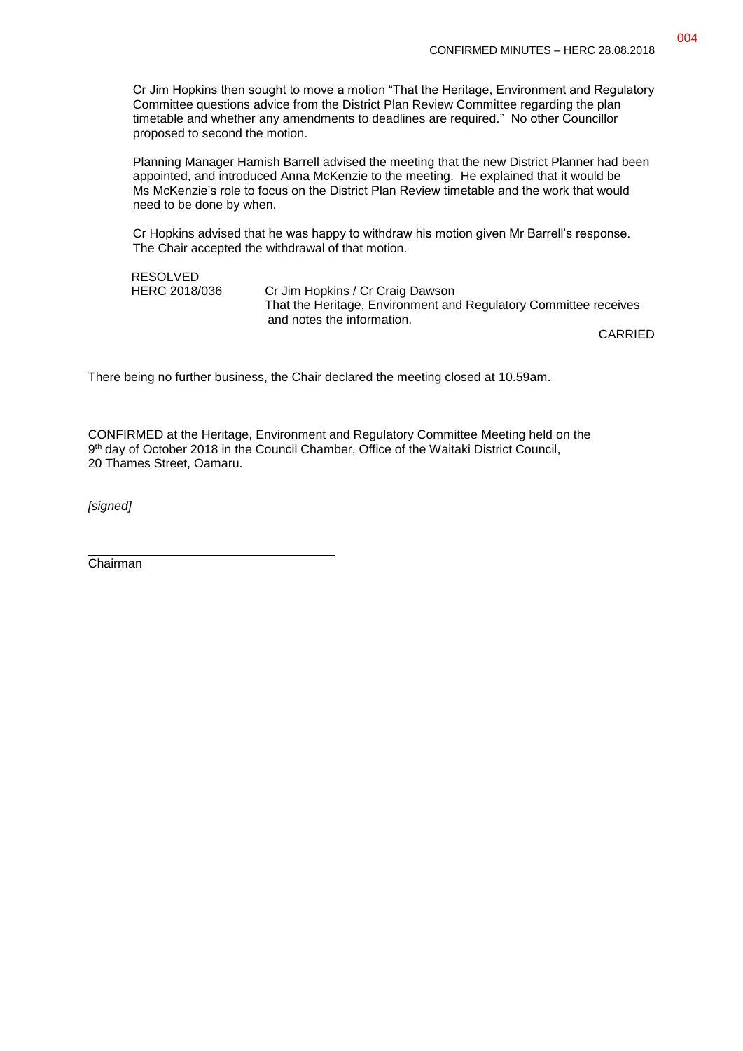Cr Jim Hopkins then sought to move a motion "That the Heritage, Environment and Regulatory Committee questions advice from the District Plan Review Committee regarding the plan timetable and whether any amendments to deadlines are required." No other Councillor proposed to second the motion.

Planning Manager Hamish Barrell advised the meeting that the new District Planner had been appointed, and introduced Anna McKenzie to the meeting. He explained that it would be Ms McKenzie's role to focus on the District Plan Review timetable and the work that would need to be done by when.

Cr Hopkins advised that he was happy to withdraw his motion given Mr Barrell's response. The Chair accepted the withdrawal of that motion.

RESOLVED
HERC 2018/036 Cr Jim Hopkins / Cr Craig Dawson
That the Heritage, Environment and Regulatory Committee receives and notes the information.

CARRIED

There being no further business, the Chair declared the meeting closed at 10.59am.

CONFIRMED at the Heritage, Environment and Regulatory Committee Meeting held on the 9th day of October 2018 in the Council Chamber, Office of the Waitaki District Council, 20 Thames Street, Oamaru.

*[signed]*

Chairman